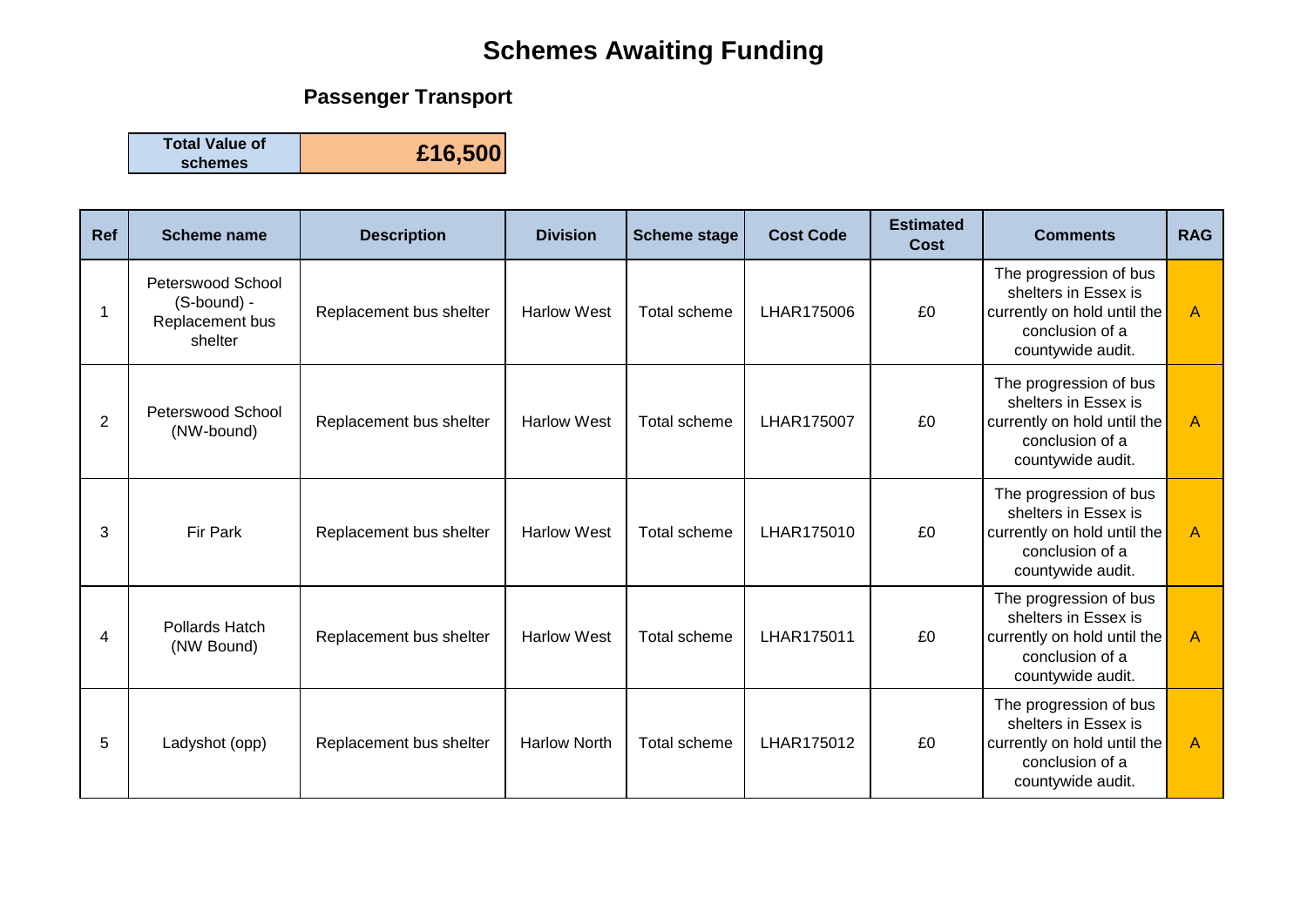# Schemes Awaiting Funding

## Passenger Transport

| Total Value of schemes | £16,500 |
|---|---|

| Ref | Scheme name | Description | Division | Scheme stage | Cost Code | Estimated Cost | Comments | RAG |
|---|---|---|---|---|---|---|---|---|
| 1 | Peterswood School (S-bound) - Replacement bus shelter | Replacement bus shelter | Harlow West | Total scheme | LHAR175006 | £0 | The progression of bus shelters in Essex is currently on hold until the conclusion of a countywide audit. | A |
| 2 | Peterswood School (NW-bound) | Replacement bus shelter | Harlow West | Total scheme | LHAR175007 | £0 | The progression of bus shelters in Essex is currently on hold until the conclusion of a countywide audit. | A |
| 3 | Fir Park | Replacement bus shelter | Harlow West | Total scheme | LHAR175010 | £0 | The progression of bus shelters in Essex is currently on hold until the conclusion of a countywide audit. | A |
| 4 | Pollards Hatch (NW Bound) | Replacement bus shelter | Harlow West | Total scheme | LHAR175011 | £0 | The progression of bus shelters in Essex is currently on hold until the conclusion of a countywide audit. | A |
| 5 | Ladyshot (opp) | Replacement bus shelter | Harlow North | Total scheme | LHAR175012 | £0 | The progression of bus shelters in Essex is currently on hold until the conclusion of a countywide audit. | A |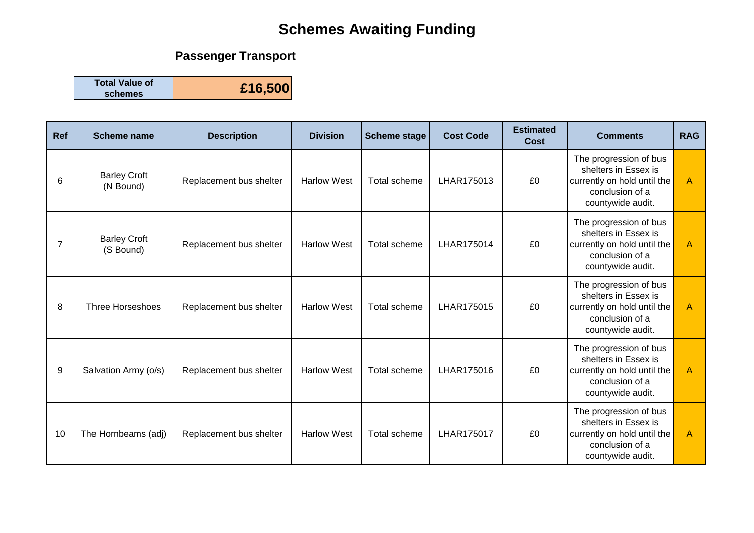# Schemes Awaiting Funding

## Passenger Transport

| Total Value of schemes | £16,500 |
|---|---|

| Ref | Scheme name | Description | Division | Scheme stage | Cost Code | Estimated Cost | Comments | RAG |
|---|---|---|---|---|---|---|---|---|
| 6 | Barley Croft (N Bound) | Replacement bus shelter | Harlow West | Total scheme | LHAR175013 | £0 | The progression of bus shelters in Essex is currently on hold until the conclusion of a countywide audit. | A |
| 7 | Barley Croft (S Bound) | Replacement bus shelter | Harlow West | Total scheme | LHAR175014 | £0 | The progression of bus shelters in Essex is currently on hold until the conclusion of a countywide audit. | A |
| 8 | Three Horseshoes | Replacement bus shelter | Harlow West | Total scheme | LHAR175015 | £0 | The progression of bus shelters in Essex is currently on hold until the conclusion of a countywide audit. | A |
| 9 | Salvation Army (o/s) | Replacement bus shelter | Harlow West | Total scheme | LHAR175016 | £0 | The progression of bus shelters in Essex is currently on hold until the conclusion of a countywide audit. | A |
| 10 | The Hornbeams (adj) | Replacement bus shelter | Harlow West | Total scheme | LHAR175017 | £0 | The progression of bus shelters in Essex is currently on hold until the conclusion of a countywide audit. | A |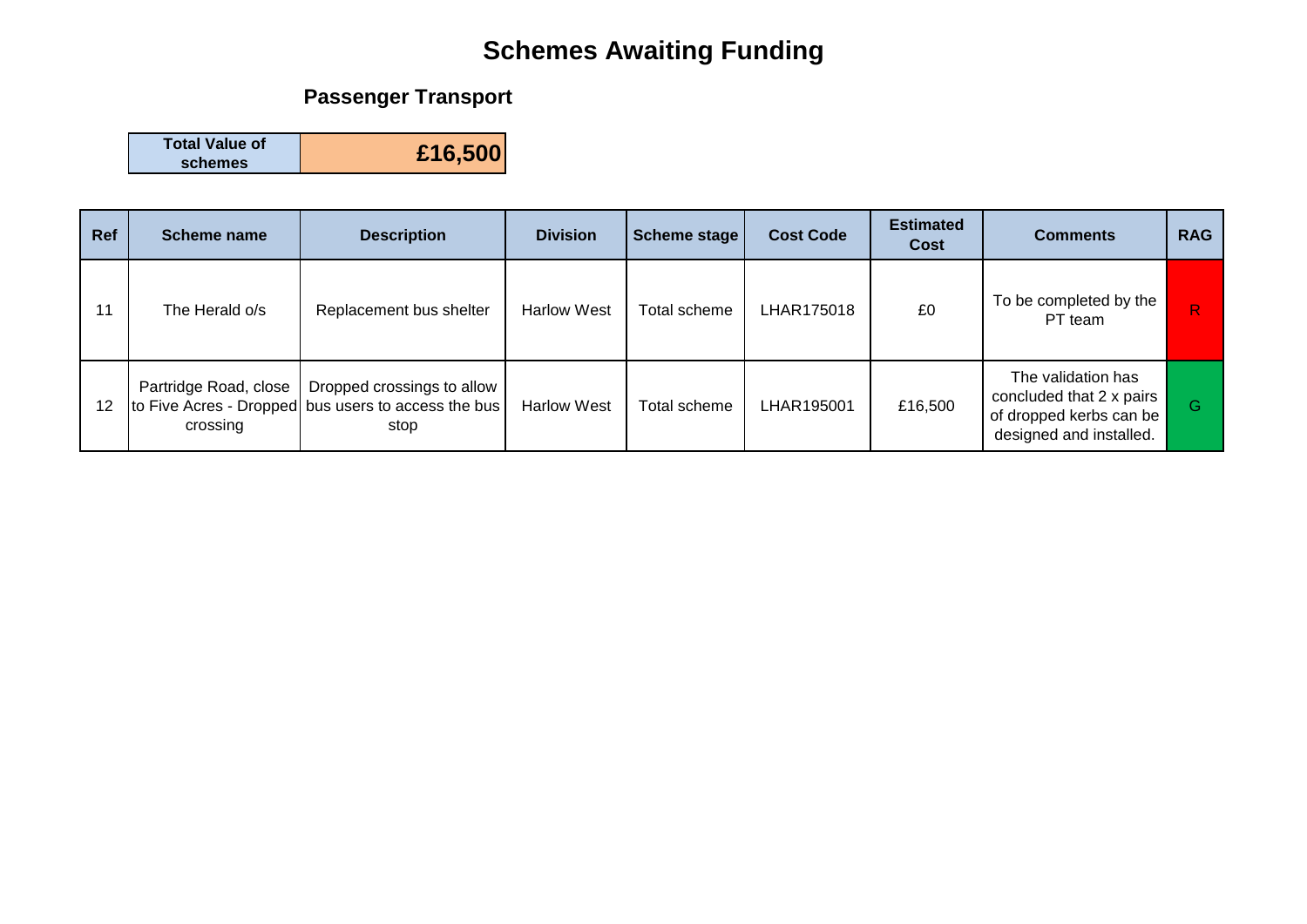# Schemes Awaiting Funding

## Passenger Transport

| Total Value of schemes | £16,500 |
|---|---|

| Ref | Scheme name | Description | Division | Scheme stage | Cost Code | Estimated Cost | Comments | RAG |
|---|---|---|---|---|---|---|---|---|
| 11 | The Herald o/s | Replacement bus shelter | Harlow West | Total scheme | LHAR175018 | £0 | To be completed by the PT team | R |
| 12 | Partridge Road, close to Five Acres - Dropped crossing | Dropped crossings to allow bus users to access the bus stop | Harlow West | Total scheme | LHAR195001 | £16,500 | The validation has concluded that 2 x pairs of dropped kerbs can be designed and installed. | G |